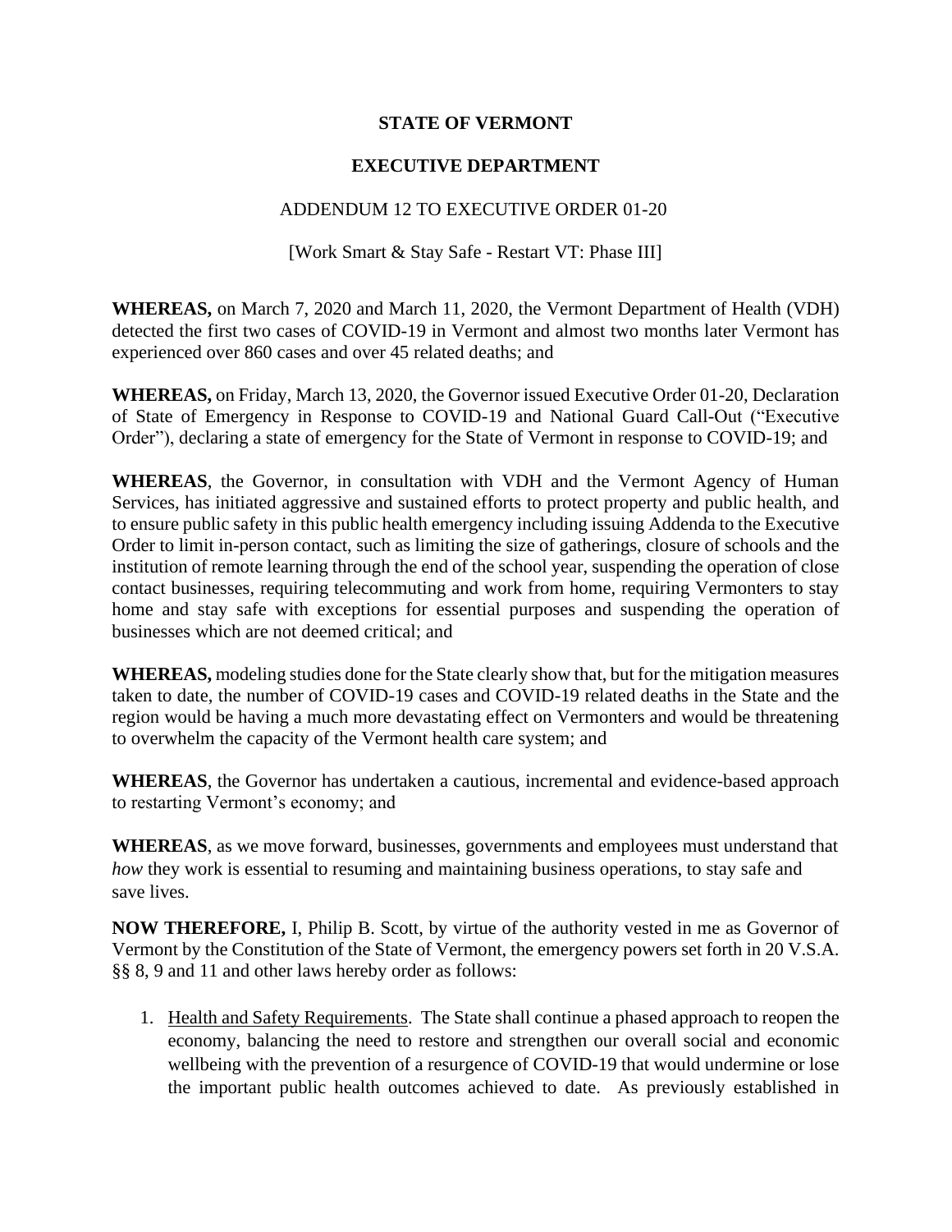# STATE OF VERMONT

## EXECUTIVE DEPARTMENT

ADDENDUM 12 TO EXECUTIVE ORDER 01-20

[Work Smart & Stay Safe - Restart VT: Phase III]

**WHEREAS,** on March 7, 2020 and March 11, 2020, the Vermont Department of Health (VDH) detected the first two cases of COVID-19 in Vermont and almost two months later Vermont has experienced over 860 cases and over 45 related deaths; and

**WHEREAS,** on Friday, March 13, 2020, the Governor issued Executive Order 01-20, Declaration of State of Emergency in Response to COVID-19 and National Guard Call-Out ("Executive Order"), declaring a state of emergency for the State of Vermont in response to COVID-19; and

**WHEREAS**, the Governor, in consultation with VDH and the Vermont Agency of Human Services, has initiated aggressive and sustained efforts to protect property and public health, and to ensure public safety in this public health emergency including issuing Addenda to the Executive Order to limit in-person contact, such as limiting the size of gatherings, closure of schools and the institution of remote learning through the end of the school year, suspending the operation of close contact businesses, requiring telecommuting and work from home, requiring Vermonters to stay home and stay safe with exceptions for essential purposes and suspending the operation of businesses which are not deemed critical; and

**WHEREAS,** modeling studies done for the State clearly show that, but for the mitigation measures taken to date, the number of COVID-19 cases and COVID-19 related deaths in the State and the region would be having a much more devastating effect on Vermonters and would be threatening to overwhelm the capacity of the Vermont health care system; and

**WHEREAS**, the Governor has undertaken a cautious, incremental and evidence-based approach to restarting Vermont's economy; and

**WHEREAS**, as we move forward, businesses, governments and employees must understand that *how* they work is essential to resuming and maintaining business operations, to stay safe and save lives.

**NOW THEREFORE,** I, Philip B. Scott, by virtue of the authority vested in me as Governor of Vermont by the Constitution of the State of Vermont, the emergency powers set forth in 20 V.S.A. §§ 8, 9 and 11 and other laws hereby order as follows:

1. Health and Safety Requirements. The State shall continue a phased approach to reopen the economy, balancing the need to restore and strengthen our overall social and economic wellbeing with the prevention of a resurgence of COVID-19 that would undermine or lose the important public health outcomes achieved to date. As previously established in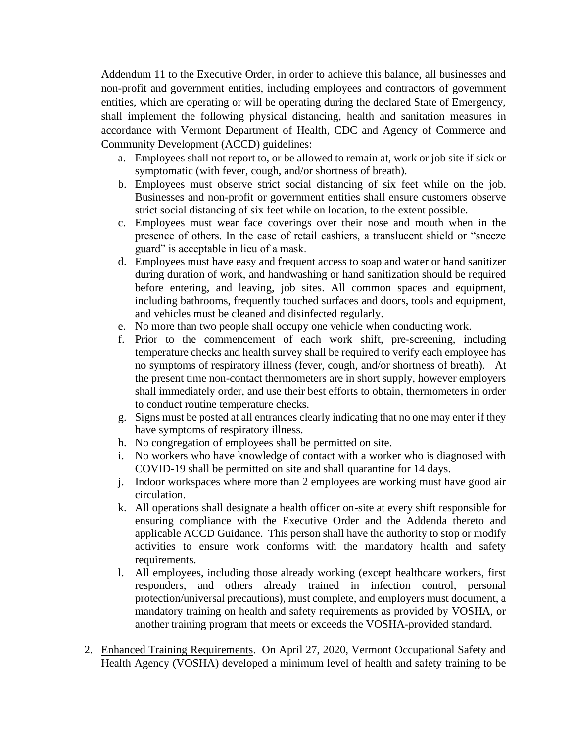Addendum 11 to the Executive Order, in order to achieve this balance, all businesses and non-profit and government entities, including employees and contractors of government entities, which are operating or will be operating during the declared State of Emergency, shall implement the following physical distancing, health and sanitation measures in accordance with Vermont Department of Health, CDC and Agency of Commerce and Community Development (ACCD) guidelines:

a. Employees shall not report to, or be allowed to remain at, work or job site if sick or symptomatic (with fever, cough, and/or shortness of breath).
b. Employees must observe strict social distancing of six feet while on the job. Businesses and non-profit or government entities shall ensure customers observe strict social distancing of six feet while on location, to the extent possible.
c. Employees must wear face coverings over their nose and mouth when in the presence of others. In the case of retail cashiers, a translucent shield or "sneeze guard" is acceptable in lieu of a mask.
d. Employees must have easy and frequent access to soap and water or hand sanitizer during duration of work, and handwashing or hand sanitization should be required before entering, and leaving, job sites. All common spaces and equipment, including bathrooms, frequently touched surfaces and doors, tools and equipment, and vehicles must be cleaned and disinfected regularly.
e. No more than two people shall occupy one vehicle when conducting work.
f. Prior to the commencement of each work shift, pre-screening, including temperature checks and health survey shall be required to verify each employee has no symptoms of respiratory illness (fever, cough, and/or shortness of breath). At the present time non-contact thermometers are in short supply, however employers shall immediately order, and use their best efforts to obtain, thermometers in order to conduct routine temperature checks.
g. Signs must be posted at all entrances clearly indicating that no one may enter if they have symptoms of respiratory illness.
h. No congregation of employees shall be permitted on site.
i. No workers who have knowledge of contact with a worker who is diagnosed with COVID-19 shall be permitted on site and shall quarantine for 14 days.
j. Indoor workspaces where more than 2 employees are working must have good air circulation.
k. All operations shall designate a health officer on-site at every shift responsible for ensuring compliance with the Executive Order and the Addenda thereto and applicable ACCD Guidance. This person shall have the authority to stop or modify activities to ensure work conforms with the mandatory health and safety requirements.
l. All employees, including those already working (except healthcare workers, first responders, and others already trained in infection control, personal protection/universal precautions), must complete, and employers must document, a mandatory training on health and safety requirements as provided by VOSHA, or another training program that meets or exceeds the VOSHA-provided standard.

2. Enhanced Training Requirements. On April 27, 2020, Vermont Occupational Safety and Health Agency (VOSHA) developed a minimum level of health and safety training to be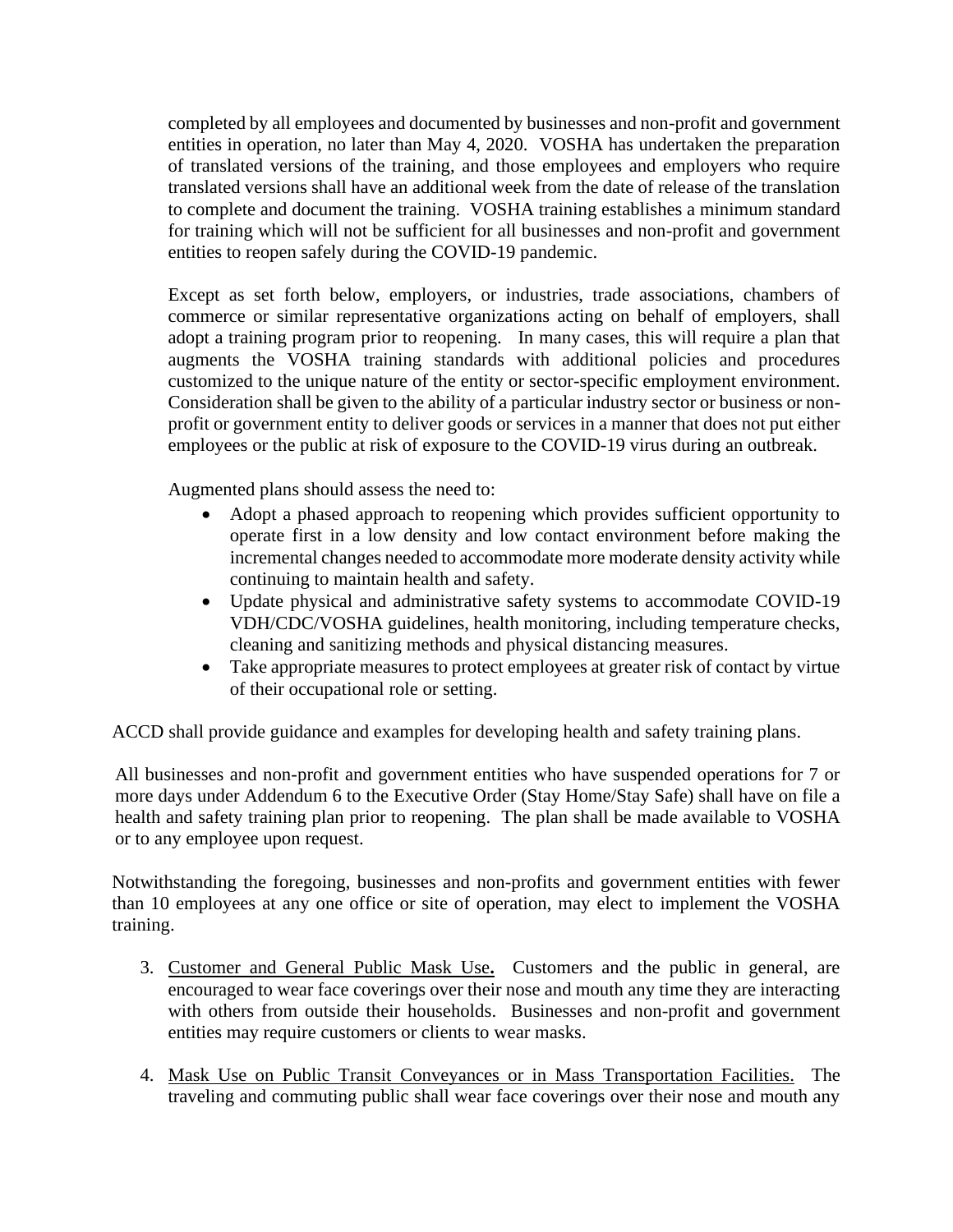completed by all employees and documented by businesses and non-profit and government entities in operation, no later than May 4, 2020. VOSHA has undertaken the preparation of translated versions of the training, and those employees and employers who require translated versions shall have an additional week from the date of release of the translation to complete and document the training. VOSHA training establishes a minimum standard for training which will not be sufficient for all businesses and non-profit and government entities to reopen safely during the COVID-19 pandemic.

Except as set forth below, employers, or industries, trade associations, chambers of commerce or similar representative organizations acting on behalf of employers, shall adopt a training program prior to reopening. In many cases, this will require a plan that augments the VOSHA training standards with additional policies and procedures customized to the unique nature of the entity or sector-specific employment environment. Consideration shall be given to the ability of a particular industry sector or business or non-profit or government entity to deliver goods or services in a manner that does not put either employees or the public at risk of exposure to the COVID-19 virus during an outbreak.

Augmented plans should assess the need to:

- Adopt a phased approach to reopening which provides sufficient opportunity to operate first in a low density and low contact environment before making the incremental changes needed to accommodate more moderate density activity while continuing to maintain health and safety.
- Update physical and administrative safety systems to accommodate COVID-19 VDH/CDC/VOSHA guidelines, health monitoring, including temperature checks, cleaning and sanitizing methods and physical distancing measures.
- Take appropriate measures to protect employees at greater risk of contact by virtue of their occupational role or setting.

ACCD shall provide guidance and examples for developing health and safety training plans.

All businesses and non-profit and government entities who have suspended operations for 7 or more days under Addendum 6 to the Executive Order (Stay Home/Stay Safe) shall have on file a health and safety training plan prior to reopening. The plan shall be made available to VOSHA or to any employee upon request.

Notwithstanding the foregoing, businesses and non-profits and government entities with fewer than 10 employees at any one office or site of operation, may elect to implement the VOSHA training.

3. Customer and General Public Mask Use**.** Customers and the public in general, are encouraged to wear face coverings over their nose and mouth any time they are interacting with others from outside their households. Businesses and non-profit and government entities may require customers or clients to wear masks.

4. Mask Use on Public Transit Conveyances or in Mass Transportation Facilities. The traveling and commuting public shall wear face coverings over their nose and mouth any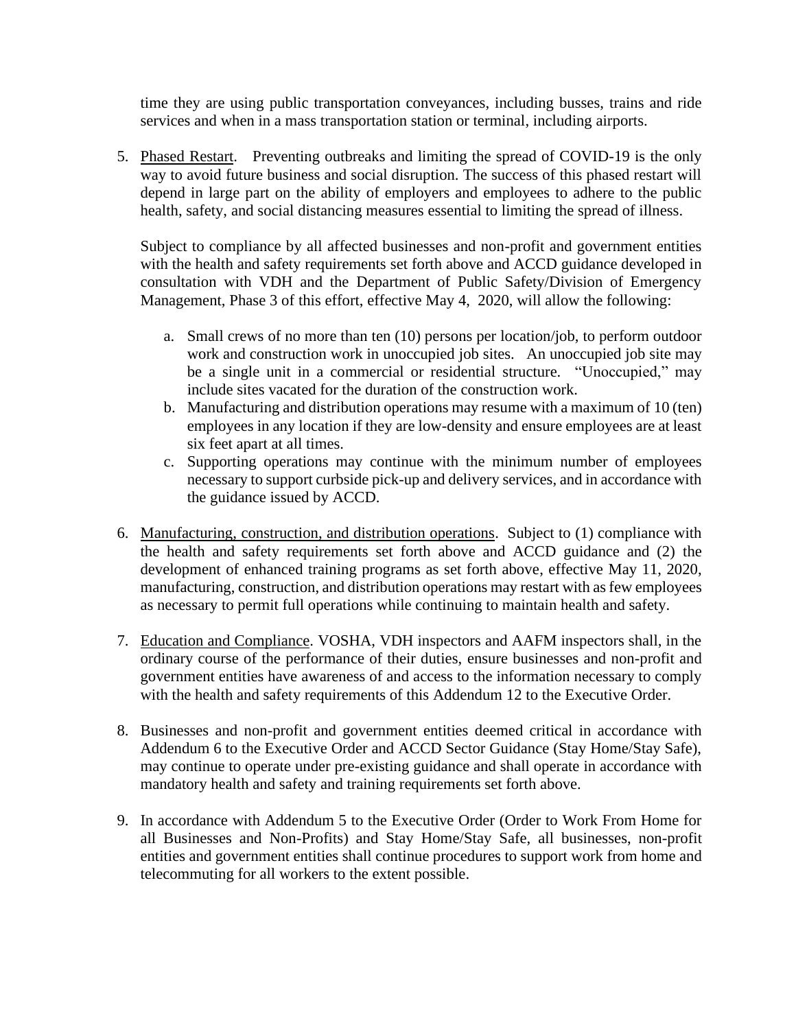time they are using public transportation conveyances, including busses, trains and ride services and when in a mass transportation station or terminal, including airports.

5. Phased Restart. Preventing outbreaks and limiting the spread of COVID-19 is the only way to avoid future business and social disruption. The success of this phased restart will depend in large part on the ability of employers and employees to adhere to the public health, safety, and social distancing measures essential to limiting the spread of illness.

   Subject to compliance by all affected businesses and non-profit and government entities with the health and safety requirements set forth above and ACCD guidance developed in consultation with VDH and the Department of Public Safety/Division of Emergency Management, Phase 3 of this effort, effective May 4, 2020, will allow the following:

   a. Small crews of no more than ten (10) persons per location/job, to perform outdoor work and construction work in unoccupied job sites. An unoccupied job site may be a single unit in a commercial or residential structure. "Unoccupied," may include sites vacated for the duration of the construction work.
   b. Manufacturing and distribution operations may resume with a maximum of 10 (ten) employees in any location if they are low-density and ensure employees are at least six feet apart at all times.
   c. Supporting operations may continue with the minimum number of employees necessary to support curbside pick-up and delivery services, and in accordance with the guidance issued by ACCD.

6. Manufacturing, construction, and distribution operations. Subject to (1) compliance with the health and safety requirements set forth above and ACCD guidance and (2) the development of enhanced training programs as set forth above, effective May 11, 2020, manufacturing, construction, and distribution operations may restart with as few employees as necessary to permit full operations while continuing to maintain health and safety.

7. Education and Compliance. VOSHA, VDH inspectors and AAFM inspectors shall, in the ordinary course of the performance of their duties, ensure businesses and non-profit and government entities have awareness of and access to the information necessary to comply with the health and safety requirements of this Addendum 12 to the Executive Order.

8. Businesses and non-profit and government entities deemed critical in accordance with Addendum 6 to the Executive Order and ACCD Sector Guidance (Stay Home/Stay Safe), may continue to operate under pre-existing guidance and shall operate in accordance with mandatory health and safety and training requirements set forth above.

9. In accordance with Addendum 5 to the Executive Order (Order to Work From Home for all Businesses and Non-Profits) and Stay Home/Stay Safe, all businesses, non-profit entities and government entities shall continue procedures to support work from home and telecommuting for all workers to the extent possible.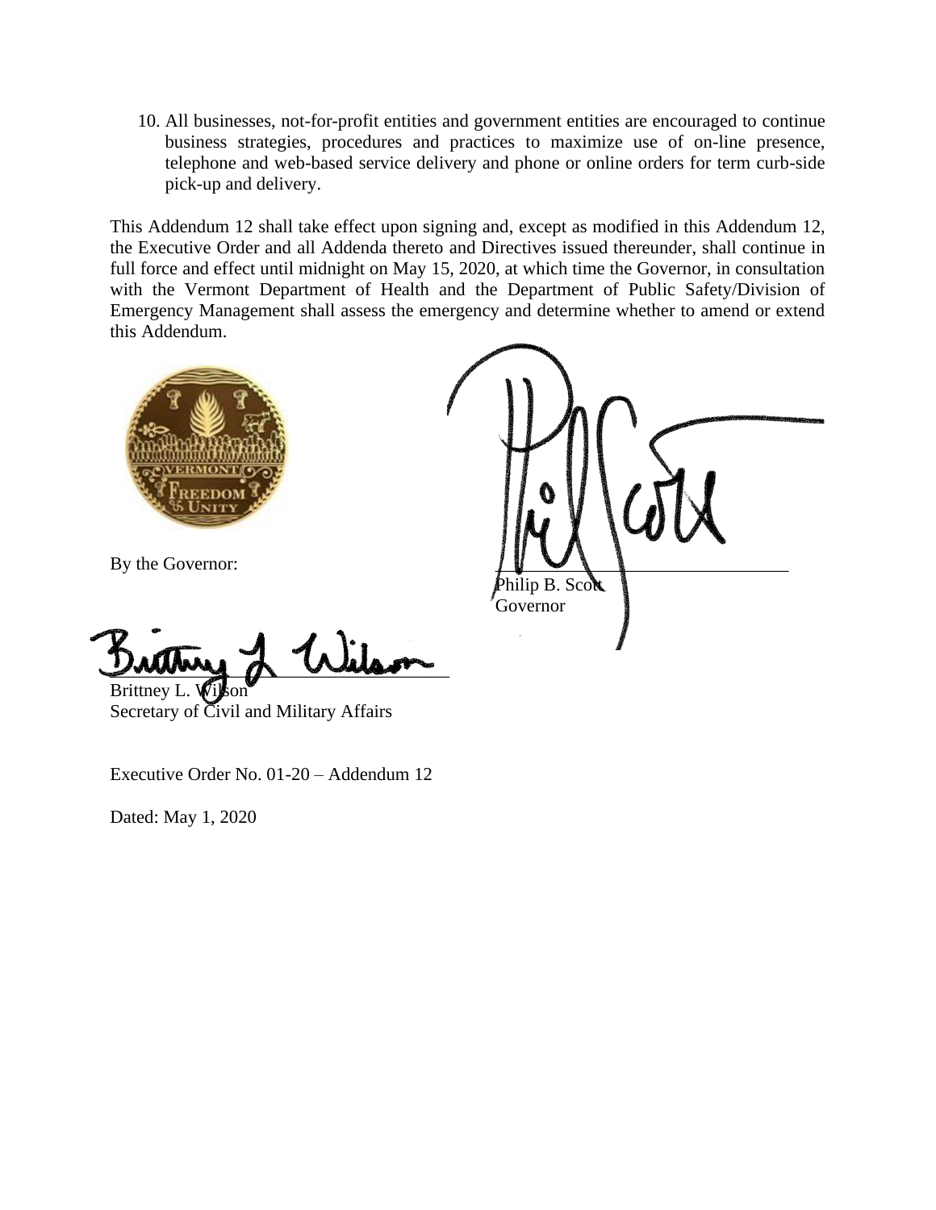10. All businesses, not-for-profit entities and government entities are encouraged to continue business strategies, procedures and practices to maximize use of on-line presence, telephone and web-based service delivery and phone or online orders for term curb-side pick-up and delivery.

This Addendum 12 shall take effect upon signing and, except as modified in this Addendum 12, the Executive Order and all Addenda thereto and Directives issued thereunder, shall continue in full force and effect until midnight on May 15, 2020, at which time the Governor, in consultation with the Vermont Department of Health and the Department of Public Safety/Division of Emergency Management shall assess the emergency and determine whether to amend or extend this Addendum.

By the Governor:

Philip B. Scott
Governor

Brittney L. Wilson
Secretary of Civil and Military Affairs

Executive Order No. 01-20 – Addendum 12

Dated: May 1, 2020